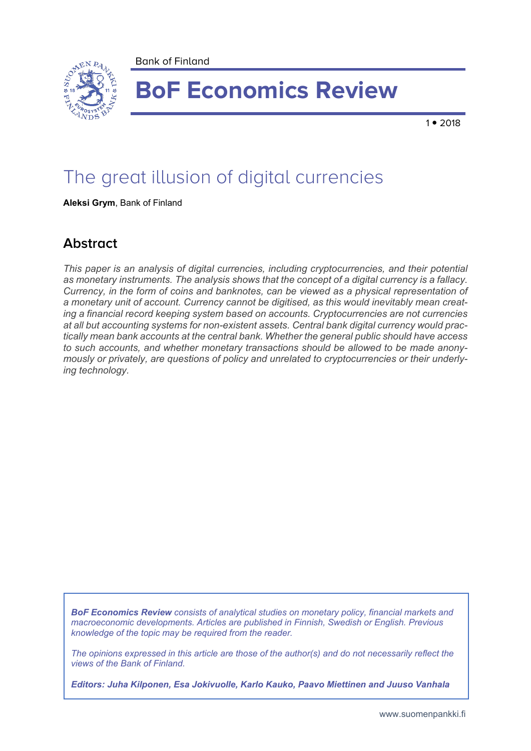Bank of Finland

# BoF Economics Review

1 • 2018

## The great illusion of digital currencies

**Aleksi Grym**, Bank of Finland

### Abstract

*This paper is an analysis of digital currencies, including cryptocurrencies, and their potential as monetary instruments. The analysis shows that the concept of a digital currency is a fallacy. Currency, in the form of coins and banknotes, can be viewed as a physical representation of a monetary unit of account. Currency cannot be digitised, as this would inevitably mean creating a financial record keeping system based on accounts. Cryptocurrencies are not currencies at all but accounting systems for non-existent assets. Central bank digital currency would practically mean bank accounts at the central bank. Whether the general public should have access to such accounts, and whether monetary transactions should be allowed to be made anonymously or privately, are questions of policy and unrelated to cryptocurrencies or their underlying technology.*

***BoF Economics Review*** *consists of analytical studies on monetary policy, financial markets and macroeconomic developments. Articles are published in Finnish, Swedish or English. Previous knowledge of the topic may be required from the reader.*

*The opinions expressed in this article are those of the author(s) and do not necessarily reflect the views of the Bank of Finland.*

***Editors: Juha Kilponen, Esa Jokivuolle, Karlo Kauko, Paavo Miettinen and Juuso Vanhala***

www.suomenpankki.fi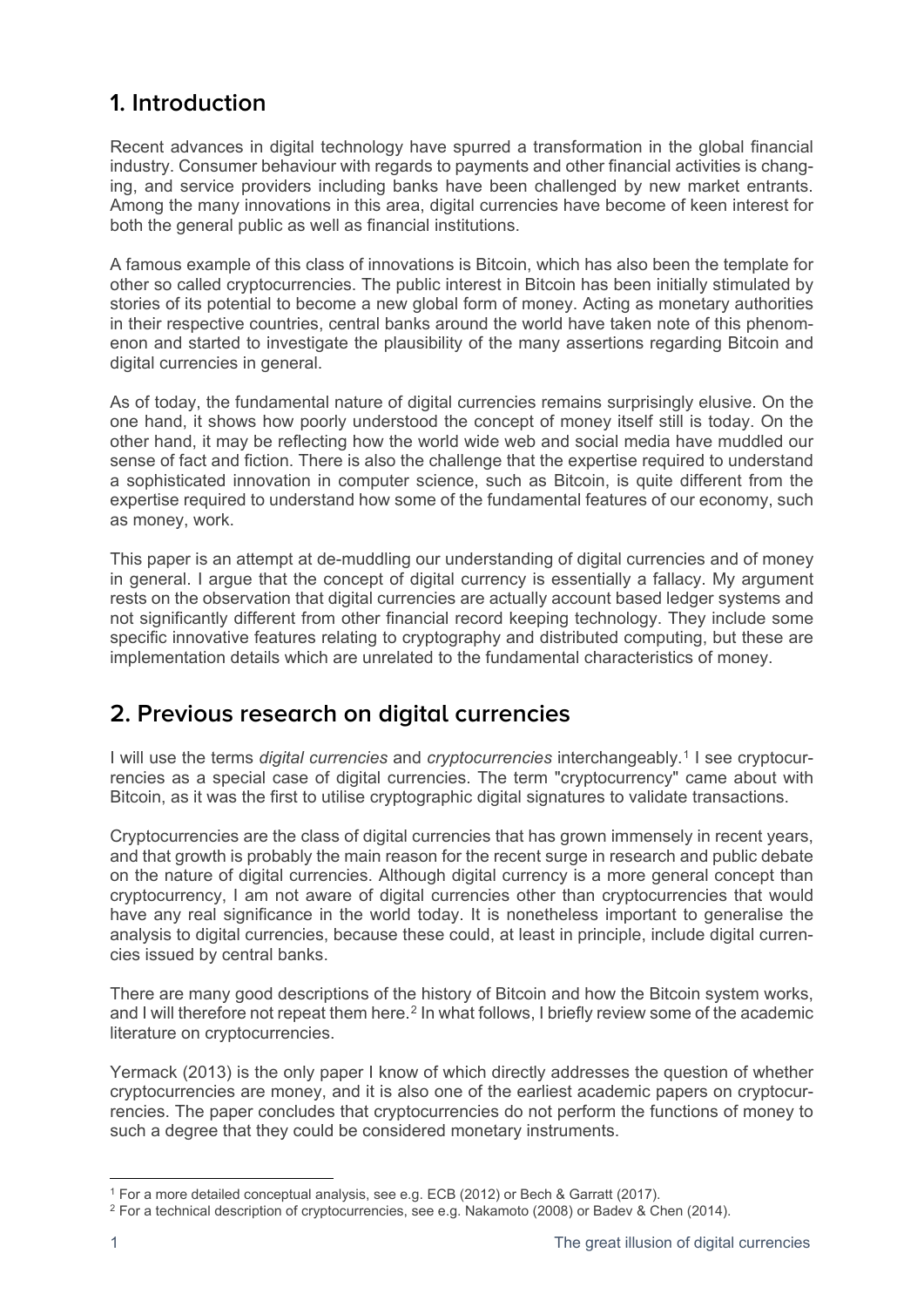## 1. Introduction

Recent advances in digital technology have spurred a transformation in the global financial industry. Consumer behaviour with regards to payments and other financial activities is changing, and service providers including banks have been challenged by new market entrants. Among the many innovations in this area, digital currencies have become of keen interest for both the general public as well as financial institutions.

A famous example of this class of innovations is Bitcoin, which has also been the template for other so called cryptocurrencies. The public interest in Bitcoin has been initially stimulated by stories of its potential to become a new global form of money. Acting as monetary authorities in their respective countries, central banks around the world have taken note of this phenomenon and started to investigate the plausibility of the many assertions regarding Bitcoin and digital currencies in general.

As of today, the fundamental nature of digital currencies remains surprisingly elusive. On the one hand, it shows how poorly understood the concept of money itself still is today. On the other hand, it may be reflecting how the world wide web and social media have muddled our sense of fact and fiction. There is also the challenge that the expertise required to understand a sophisticated innovation in computer science, such as Bitcoin, is quite different from the expertise required to understand how some of the fundamental features of our economy, such as money, work.

This paper is an attempt at de-muddling our understanding of digital currencies and of money in general. I argue that the concept of digital currency is essentially a fallacy. My argument rests on the observation that digital currencies are actually account based ledger systems and not significantly different from other financial record keeping technology. They include some specific innovative features relating to cryptography and distributed computing, but these are implementation details which are unrelated to the fundamental characteristics of money.

## 2. Previous research on digital currencies

I will use the terms *digital currencies* and *cryptocurrencies* interchangeably.[1] I see cryptocurrencies as a special case of digital currencies. The term "cryptocurrency" came about with Bitcoin, as it was the first to utilise cryptographic digital signatures to validate transactions.

Cryptocurrencies are the class of digital currencies that has grown immensely in recent years, and that growth is probably the main reason for the recent surge in research and public debate on the nature of digital currencies. Although digital currency is a more general concept than cryptocurrency, I am not aware of digital currencies other than cryptocurrencies that would have any real significance in the world today. It is nonetheless important to generalise the analysis to digital currencies, because these could, at least in principle, include digital currencies issued by central banks.

There are many good descriptions of the history of Bitcoin and how the Bitcoin system works, and I will therefore not repeat them here.[2] In what follows, I briefly review some of the academic literature on cryptocurrencies.

Yermack (2013) is the only paper I know of which directly addresses the question of whether cryptocurrencies are money, and it is also one of the earliest academic papers on cryptocurrencies. The paper concludes that cryptocurrencies do not perform the functions of money to such a degree that they could be considered monetary instruments.

---

[1] For a more detailed conceptual analysis, see e.g. ECB (2012) or Bech & Garratt (2017).

[2] For a technical description of cryptocurrencies, see e.g. Nakamoto (2008) or Badev & Chen (2014).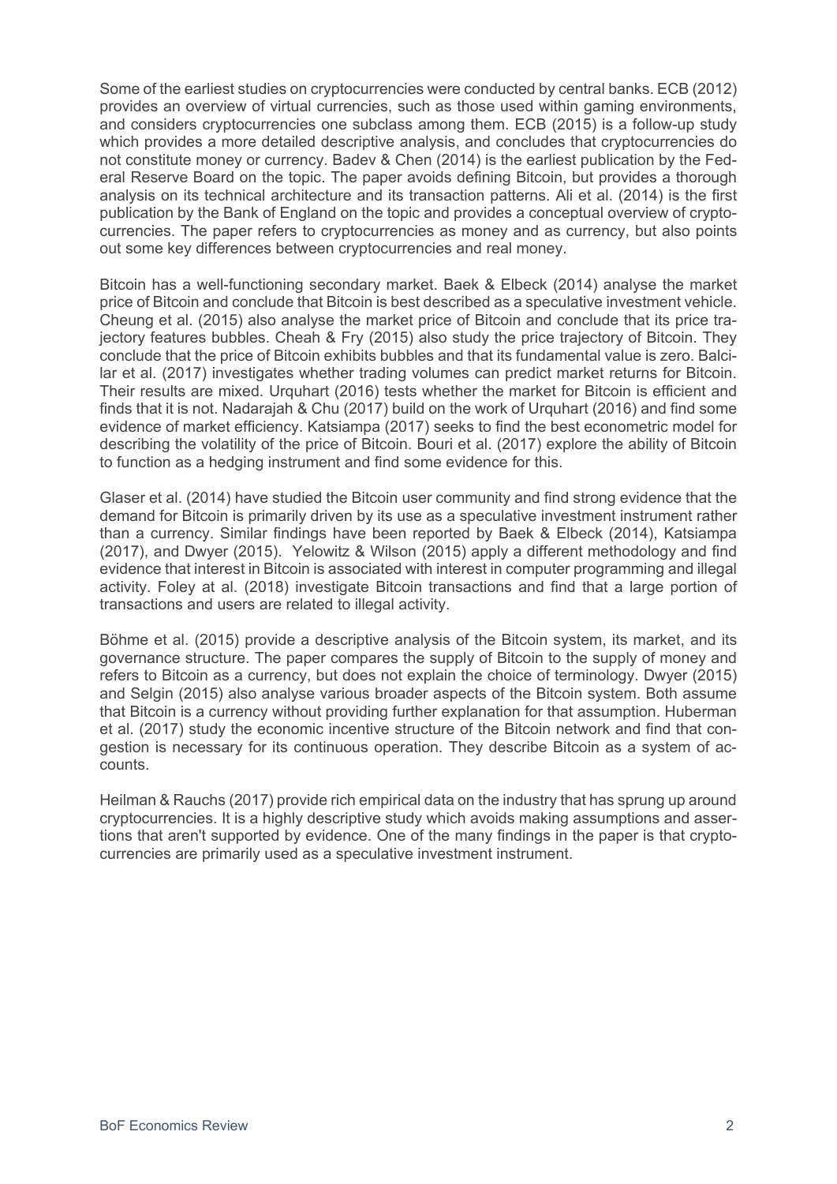Some of the earliest studies on cryptocurrencies were conducted by central banks. ECB (2012) provides an overview of virtual currencies, such as those used within gaming environments, and considers cryptocurrencies one subclass among them. ECB (2015) is a follow-up study which provides a more detailed descriptive analysis, and concludes that cryptocurrencies do not constitute money or currency. Badev & Chen (2014) is the earliest publication by the Federal Reserve Board on the topic. The paper avoids defining Bitcoin, but provides a thorough analysis on its technical architecture and its transaction patterns. Ali et al. (2014) is the first publication by the Bank of England on the topic and provides a conceptual overview of cryptocurrencies. The paper refers to cryptocurrencies as money and as currency, but also points out some key differences between cryptocurrencies and real money.

Bitcoin has a well-functioning secondary market. Baek & Elbeck (2014) analyse the market price of Bitcoin and conclude that Bitcoin is best described as a speculative investment vehicle. Cheung et al. (2015) also analyse the market price of Bitcoin and conclude that its price trajectory features bubbles. Cheah & Fry (2015) also study the price trajectory of Bitcoin. They conclude that the price of Bitcoin exhibits bubbles and that its fundamental value is zero. Balcilar et al. (2017) investigates whether trading volumes can predict market returns for Bitcoin. Their results are mixed. Urquhart (2016) tests whether the market for Bitcoin is efficient and finds that it is not. Nadarajah & Chu (2017) build on the work of Urquhart (2016) and find some evidence of market efficiency. Katsiampa (2017) seeks to find the best econometric model for describing the volatility of the price of Bitcoin. Bouri et al. (2017) explore the ability of Bitcoin to function as a hedging instrument and find some evidence for this.

Glaser et al. (2014) have studied the Bitcoin user community and find strong evidence that the demand for Bitcoin is primarily driven by its use as a speculative investment instrument rather than a currency. Similar findings have been reported by Baek & Elbeck (2014), Katsiampa (2017), and Dwyer (2015). Yelowitz & Wilson (2015) apply a different methodology and find evidence that interest in Bitcoin is associated with interest in computer programming and illegal activity. Foley at al. (2018) investigate Bitcoin transactions and find that a large portion of transactions and users are related to illegal activity.

Böhme et al. (2015) provide a descriptive analysis of the Bitcoin system, its market, and its governance structure. The paper compares the supply of Bitcoin to the supply of money and refers to Bitcoin as a currency, but does not explain the choice of terminology. Dwyer (2015) and Selgin (2015) also analyse various broader aspects of the Bitcoin system. Both assume that Bitcoin is a currency without providing further explanation for that assumption. Huberman et al. (2017) study the economic incentive structure of the Bitcoin network and find that congestion is necessary for its continuous operation. They describe Bitcoin as a system of accounts.

Heilman & Rauchs (2017) provide rich empirical data on the industry that has sprung up around cryptocurrencies. It is a highly descriptive study which avoids making assumptions and assertions that aren't supported by evidence. One of the many findings in the paper is that cryptocurrencies are primarily used as a speculative investment instrument.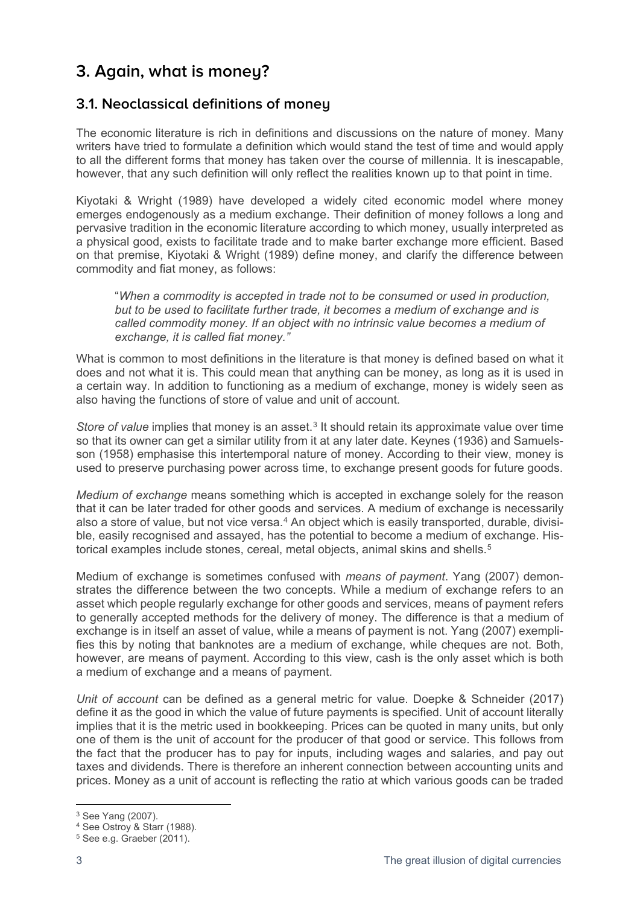## 3. Again, what is money?

### 3.1. Neoclassical definitions of money

The economic literature is rich in definitions and discussions on the nature of money. Many writers have tried to formulate a definition which would stand the test of time and would apply to all the different forms that money has taken over the course of millennia. It is inescapable, however, that any such definition will only reflect the realities known up to that point in time.

Kiyotaki & Wright (1989) have developed a widely cited economic model where money emerges endogenously as a medium exchange. Their definition of money follows a long and pervasive tradition in the economic literature according to which money, usually interpreted as a physical good, exists to facilitate trade and to make barter exchange more efficient. Based on that premise, Kiyotaki & Wright (1989) define money, and clarify the difference between commodity and fiat money, as follows:

> "*When a commodity is accepted in trade not to be consumed or used in production, but to be used to facilitate further trade, it becomes a medium of exchange and is called commodity money. If an object with no intrinsic value becomes a medium of exchange, it is called fiat money."*

What is common to most definitions in the literature is that money is defined based on what it does and not what it is. This could mean that anything can be money, as long as it is used in a certain way. In addition to functioning as a medium of exchange, money is widely seen as also having the functions of store of value and unit of account.

*Store of value* implies that money is an asset.[3] It should retain its approximate value over time so that its owner can get a similar utility from it at any later date. Keynes (1936) and Samuelsson (1958) emphasise this intertemporal nature of money. According to their view, money is used to preserve purchasing power across time, to exchange present goods for future goods.

*Medium of exchange* means something which is accepted in exchange solely for the reason that it can be later traded for other goods and services. A medium of exchange is necessarily also a store of value, but not vice versa.[4] An object which is easily transported, durable, divisible, easily recognised and assayed, has the potential to become a medium of exchange. Historical examples include stones, cereal, metal objects, animal skins and shells.[5]

Medium of exchange is sometimes confused with *means of payment*. Yang (2007) demonstrates the difference between the two concepts. While a medium of exchange refers to an asset which people regularly exchange for other goods and services, means of payment refers to generally accepted methods for the delivery of money. The difference is that a medium of exchange is in itself an asset of value, while a means of payment is not. Yang (2007) exemplifies this by noting that banknotes are a medium of exchange, while cheques are not. Both, however, are means of payment. According to this view, cash is the only asset which is both a medium of exchange and a means of payment.

*Unit of account* can be defined as a general metric for value. Doepke & Schneider (2017) define it as the good in which the value of future payments is specified. Unit of account literally implies that it is the metric used in bookkeeping. Prices can be quoted in many units, but only one of them is the unit of account for the producer of that good or service. This follows from the fact that the producer has to pay for inputs, including wages and salaries, and pay out taxes and dividends. There is therefore an inherent connection between accounting units and prices. Money as a unit of account is reflecting the ratio at which various goods can be traded

[3] See Yang (2007).

[4] See Ostroy & Starr (1988).

[5] See e.g. Graeber (2011).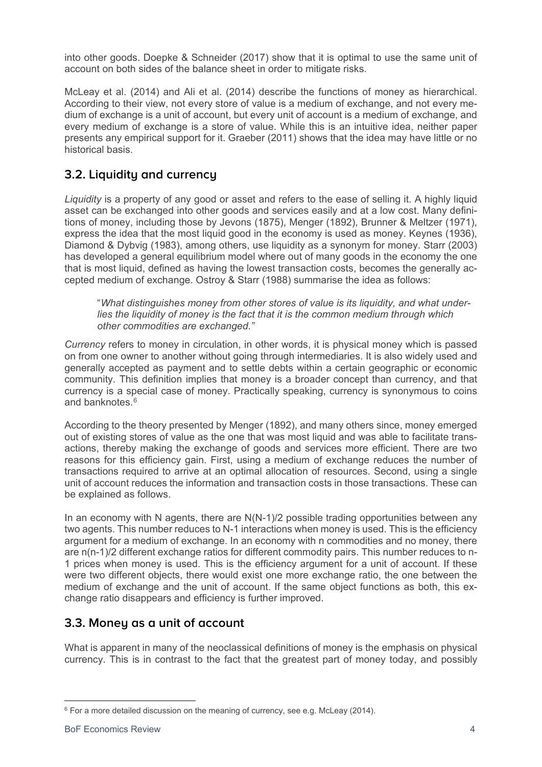into other goods. Doepke & Schneider (2017) show that it is optimal to use the same unit of account on both sides of the balance sheet in order to mitigate risks.

McLeay et al. (2014) and Ali et al. (2014) describe the functions of money as hierarchical. According to their view, not every store of value is a medium of exchange, and not every medium of exchange is a unit of account, but every unit of account is a medium of exchange, and every medium of exchange is a store of value. While this is an intuitive idea, neither paper presents any empirical support for it. Graeber (2011) shows that the idea may have little or no historical basis.

## 3.2. Liquidity and currency

*Liquidity* is a property of any good or asset and refers to the ease of selling it. A highly liquid asset can be exchanged into other goods and services easily and at a low cost. Many definitions of money, including those by Jevons (1875), Menger (1892), Brunner & Meltzer (1971), express the idea that the most liquid good in the economy is used as money. Keynes (1936), Diamond & Dybvig (1983), among others, use liquidity as a synonym for money. Starr (2003) has developed a general equilibrium model where out of many goods in the economy the one that is most liquid, defined as having the lowest transaction costs, becomes the generally accepted medium of exchange. Ostroy & Starr (1988) summarise the idea as follows:

> "*What distinguishes money from other stores of value is its liquidity, and what underlies the liquidity of money is the fact that it is the common medium through which other commodities are exchanged."*

*Currency* refers to money in circulation, in other words, it is physical money which is passed on from one owner to another without going through intermediaries. It is also widely used and generally accepted as payment and to settle debts within a certain geographic or economic community. This definition implies that money is a broader concept than currency, and that currency is a special case of money. Practically speaking, currency is synonymous to coins and banknotes.[6]

According to the theory presented by Menger (1892), and many others since, money emerged out of existing stores of value as the one that was most liquid and was able to facilitate transactions, thereby making the exchange of goods and services more efficient. There are two reasons for this efficiency gain. First, using a medium of exchange reduces the number of transactions required to arrive at an optimal allocation of resources. Second, using a single unit of account reduces the information and transaction costs in those transactions. These can be explained as follows.

In an economy with N agents, there are $N(N-1)/2$ possible trading opportunities between any two agents. This number reduces to $N-1$ interactions when money is used. This is the efficiency argument for a medium of exchange. In an economy with n commodities and no money, there are $n(n-1)/2$ different exchange ratios for different commodity pairs. This number reduces to $n-1$ prices when money is used. This is the efficiency argument for a unit of account. If these were two different objects, there would exist one more exchange ratio, the one between the medium of exchange and the unit of account. If the same object functions as both, this exchange ratio disappears and efficiency is further improved.

## 3.3. Money as a unit of account

What is apparent in many of the neoclassical definitions of money is the emphasis on physical currency. This is in contrast to the fact that the greatest part of money today, and possibly

---

[6] For a more detailed discussion on the meaning of currency, see e.g. McLeay (2014).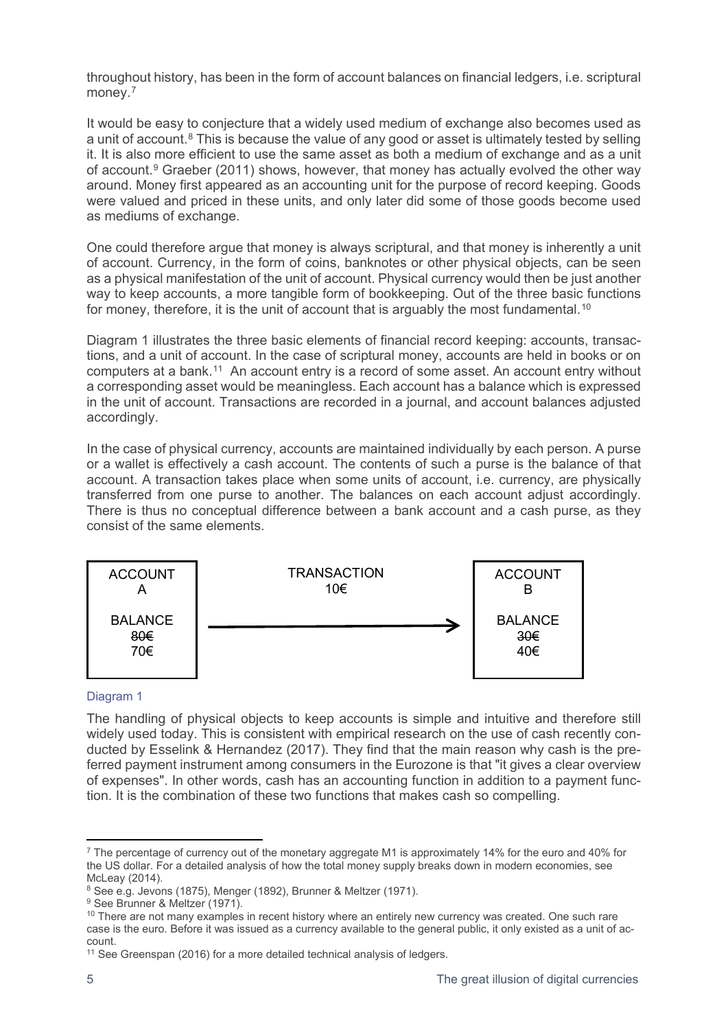throughout history, has been in the form of account balances on financial ledgers, i.e. scriptural money.[7]

It would be easy to conjecture that a widely used medium of exchange also becomes used as a unit of account.[8] This is because the value of any good or asset is ultimately tested by selling it. It is also more efficient to use the same asset as both a medium of exchange and as a unit of account.[9] Graeber (2011) shows, however, that money has actually evolved the other way around. Money first appeared as an accounting unit for the purpose of record keeping. Goods were valued and priced in these units, and only later did some of those goods become used as mediums of exchange.

One could therefore argue that money is always scriptural, and that money is inherently a unit of account. Currency, in the form of coins, banknotes or other physical objects, can be seen as a physical manifestation of the unit of account. Physical currency would then be just another way to keep accounts, a more tangible form of bookkeeping. Out of the three basic functions for money, therefore, it is the unit of account that is arguably the most fundamental.[10]

Diagram 1 illustrates the three basic elements of financial record keeping: accounts, transactions, and a unit of account. In the case of scriptural money, accounts are held in books or on computers at a bank.[11] An account entry is a record of some asset. An account entry without a corresponding asset would be meaningless. Each account has a balance which is expressed in the unit of account. Transactions are recorded in a journal, and account balances adjusted accordingly.

In the case of physical currency, accounts are maintained individually by each person. A purse or a wallet is effectively a cash account. The contents of such a purse is the balance of that account. A transaction takes place when some units of account, i.e. currency, are physically transferred from one purse to another. The balances on each account adjust accordingly. There is thus no conceptual difference between a bank account and a cash purse, as they consist of the same elements.

| ACCOUNT A | TRANSACTION 10€ | ACCOUNT B |
|---|---|---|
| BALANCE ~~80€~~ 70€ | → | BALANCE ~~30€~~ 40€ |

Diagram 1

The handling of physical objects to keep accounts is simple and intuitive and therefore still widely used today. This is consistent with empirical research on the use of cash recently conducted by Esselink & Hernandez (2017). They find that the main reason why cash is the preferred payment instrument among consumers in the Eurozone is that "it gives a clear overview of expenses". In other words, cash has an accounting function in addition to a payment function. It is the combination of these two functions that makes cash so compelling.

---

[7] The percentage of currency out of the monetary aggregate M1 is approximately 14% for the euro and 40% for the US dollar. For a detailed analysis of how the total money supply breaks down in modern economies, see McLeay (2014).

[8] See e.g. Jevons (1875), Menger (1892), Brunner & Meltzer (1971).

[9] See Brunner & Meltzer (1971).

[10] There are not many examples in recent history where an entirely new currency was created. One such rare case is the euro. Before it was issued as a currency available to the general public, it only existed as a unit of account.

[11] See Greenspan (2016) for a more detailed technical analysis of ledgers.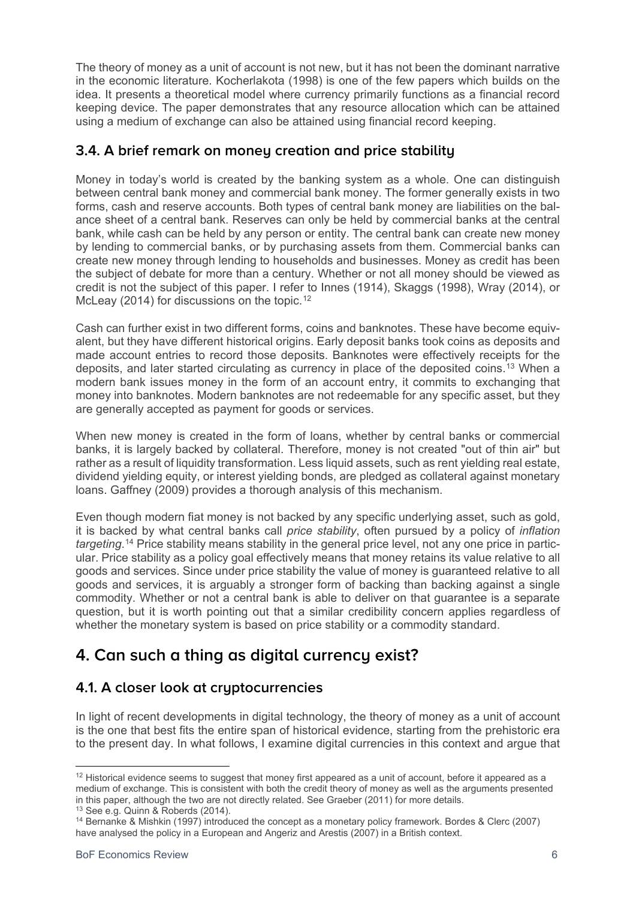The theory of money as a unit of account is not new, but it has not been the dominant narrative in the economic literature. Kocherlakota (1998) is one of the few papers which builds on the idea. It presents a theoretical model where currency primarily functions as a financial record keeping device. The paper demonstrates that any resource allocation which can be attained using a medium of exchange can also be attained using financial record keeping.

### 3.4. A brief remark on money creation and price stability

Money in today's world is created by the banking system as a whole. One can distinguish between central bank money and commercial bank money. The former generally exists in two forms, cash and reserve accounts. Both types of central bank money are liabilities on the balance sheet of a central bank. Reserves can only be held by commercial banks at the central bank, while cash can be held by any person or entity. The central bank can create new money by lending to commercial banks, or by purchasing assets from them. Commercial banks can create new money through lending to households and businesses. Money as credit has been the subject of debate for more than a century. Whether or not all money should be viewed as credit is not the subject of this paper. I refer to Innes (1914), Skaggs (1998), Wray (2014), or McLeay (2014) for discussions on the topic.[12]

Cash can further exist in two different forms, coins and banknotes. These have become equivalent, but they have different historical origins. Early deposit banks took coins as deposits and made account entries to record those deposits. Banknotes were effectively receipts for the deposits, and later started circulating as currency in place of the deposited coins.[13] When a modern bank issues money in the form of an account entry, it commits to exchanging that money into banknotes. Modern banknotes are not redeemable for any specific asset, but they are generally accepted as payment for goods or services.

When new money is created in the form of loans, whether by central banks or commercial banks, it is largely backed by collateral. Therefore, money is not created "out of thin air" but rather as a result of liquidity transformation. Less liquid assets, such as rent yielding real estate, dividend yielding equity, or interest yielding bonds, are pledged as collateral against monetary loans. Gaffney (2009) provides a thorough analysis of this mechanism.

Even though modern fiat money is not backed by any specific underlying asset, such as gold, it is backed by what central banks call *price stability*, often pursued by a policy of *inflation targeting*.[14] Price stability means stability in the general price level, not any one price in particular. Price stability as a policy goal effectively means that money retains its value relative to all goods and services. Since under price stability the value of money is guaranteed relative to all goods and services, it is arguably a stronger form of backing than backing against a single commodity. Whether or not a central bank is able to deliver on that guarantee is a separate question, but it is worth pointing out that a similar credibility concern applies regardless of whether the monetary system is based on price stability or a commodity standard.

## 4. Can such a thing as digital currency exist?

### 4.1. A closer look at cryptocurrencies

In light of recent developments in digital technology, the theory of money as a unit of account is the one that best fits the entire span of historical evidence, starting from the prehistoric era to the present day. In what follows, I examine digital currencies in this context and argue that

---

[12] Historical evidence seems to suggest that money first appeared as a unit of account, before it appeared as a medium of exchange. This is consistent with both the credit theory of money as well as the arguments presented in this paper, although the two are not directly related. See Graeber (2011) for more details.

[13] See e.g. Quinn & Roberds (2014).

[14] Bernanke & Mishkin (1997) introduced the concept as a monetary policy framework. Bordes & Clerc (2007) have analysed the policy in a European and Angeriz and Arestis (2007) in a British context.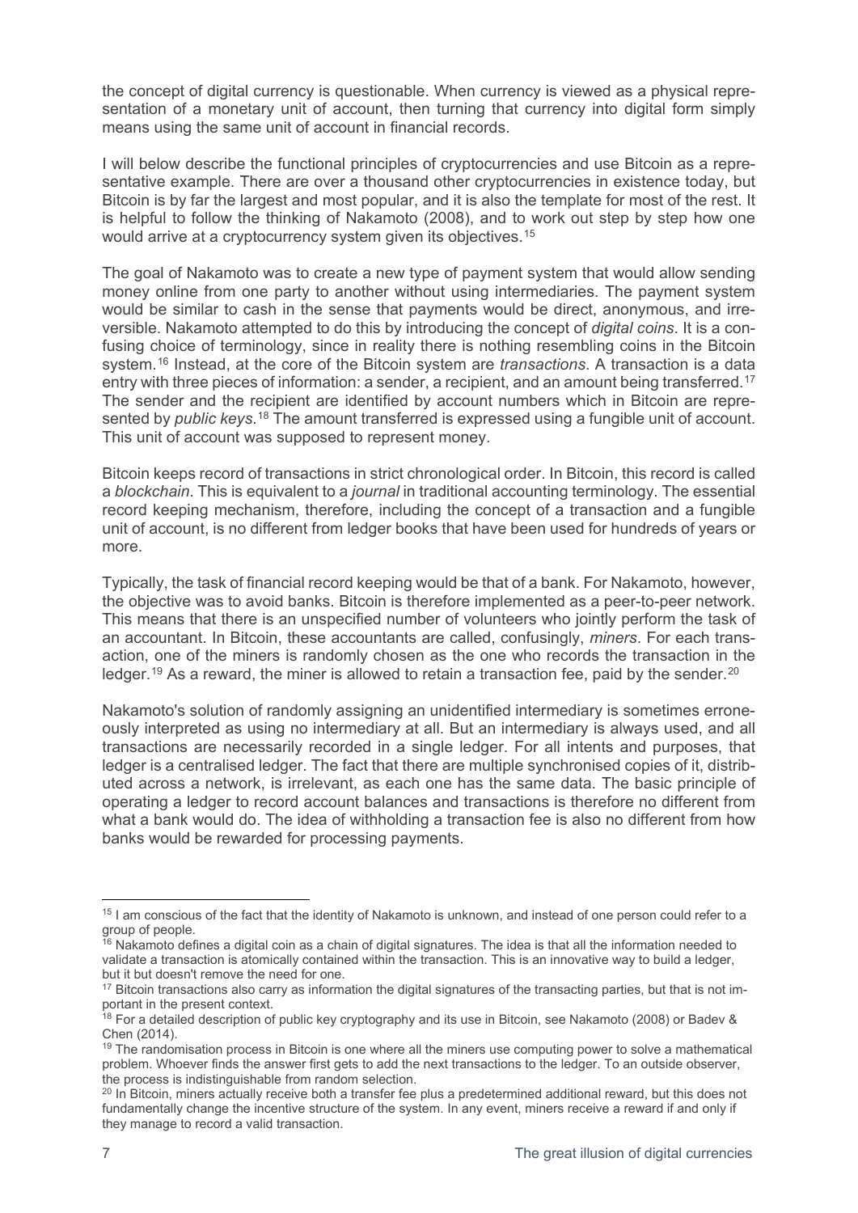the concept of digital currency is questionable. When currency is viewed as a physical representation of a monetary unit of account, then turning that currency into digital form simply means using the same unit of account in financial records.

I will below describe the functional principles of cryptocurrencies and use Bitcoin as a representative example. There are over a thousand other cryptocurrencies in existence today, but Bitcoin is by far the largest and most popular, and it is also the template for most of the rest. It is helpful to follow the thinking of Nakamoto (2008), and to work out step by step how one would arrive at a cryptocurrency system given its objectives.[15]

The goal of Nakamoto was to create a new type of payment system that would allow sending money online from one party to another without using intermediaries. The payment system would be similar to cash in the sense that payments would be direct, anonymous, and irreversible. Nakamoto attempted to do this by introducing the concept of *digital coins*. It is a confusing choice of terminology, since in reality there is nothing resembling coins in the Bitcoin system.[16] Instead, at the core of the Bitcoin system are *transactions*. A transaction is a data entry with three pieces of information: a sender, a recipient, and an amount being transferred.[17] The sender and the recipient are identified by account numbers which in Bitcoin are represented by *public keys*.[18] The amount transferred is expressed using a fungible unit of account. This unit of account was supposed to represent money.

Bitcoin keeps record of transactions in strict chronological order. In Bitcoin, this record is called a *blockchain*. This is equivalent to a *journal* in traditional accounting terminology. The essential record keeping mechanism, therefore, including the concept of a transaction and a fungible unit of account, is no different from ledger books that have been used for hundreds of years or more.

Typically, the task of financial record keeping would be that of a bank. For Nakamoto, however, the objective was to avoid banks. Bitcoin is therefore implemented as a peer-to-peer network. This means that there is an unspecified number of volunteers who jointly perform the task of an accountant. In Bitcoin, these accountants are called, confusingly, *miners*. For each transaction, one of the miners is randomly chosen as the one who records the transaction in the ledger.[19] As a reward, the miner is allowed to retain a transaction fee, paid by the sender.[20]

Nakamoto's solution of randomly assigning an unidentified intermediary is sometimes erroneously interpreted as using no intermediary at all. But an intermediary is always used, and all transactions are necessarily recorded in a single ledger. For all intents and purposes, that ledger is a centralised ledger. The fact that there are multiple synchronised copies of it, distributed across a network, is irrelevant, as each one has the same data. The basic principle of operating a ledger to record account balances and transactions is therefore no different from what a bank would do. The idea of withholding a transaction fee is also no different from how banks would be rewarded for processing payments.

---

[15] I am conscious of the fact that the identity of Nakamoto is unknown, and instead of one person could refer to a group of people.

[16] Nakamoto defines a digital coin as a chain of digital signatures. The idea is that all the information needed to validate a transaction is atomically contained within the transaction. This is an innovative way to build a ledger, but it but doesn't remove the need for one.

[17] Bitcoin transactions also carry as information the digital signatures of the transacting parties, but that is not important in the present context.

[18] For a detailed description of public key cryptography and its use in Bitcoin, see Nakamoto (2008) or Badev & Chen (2014).

[19] The randomisation process in Bitcoin is one where all the miners use computing power to solve a mathematical problem. Whoever finds the answer first gets to add the next transactions to the ledger. To an outside observer, the process is indistinguishable from random selection.

[20] In Bitcoin, miners actually receive both a transfer fee plus a predetermined additional reward, but this does not fundamentally change the incentive structure of the system. In any event, miners receive a reward if and only if they manage to record a valid transaction.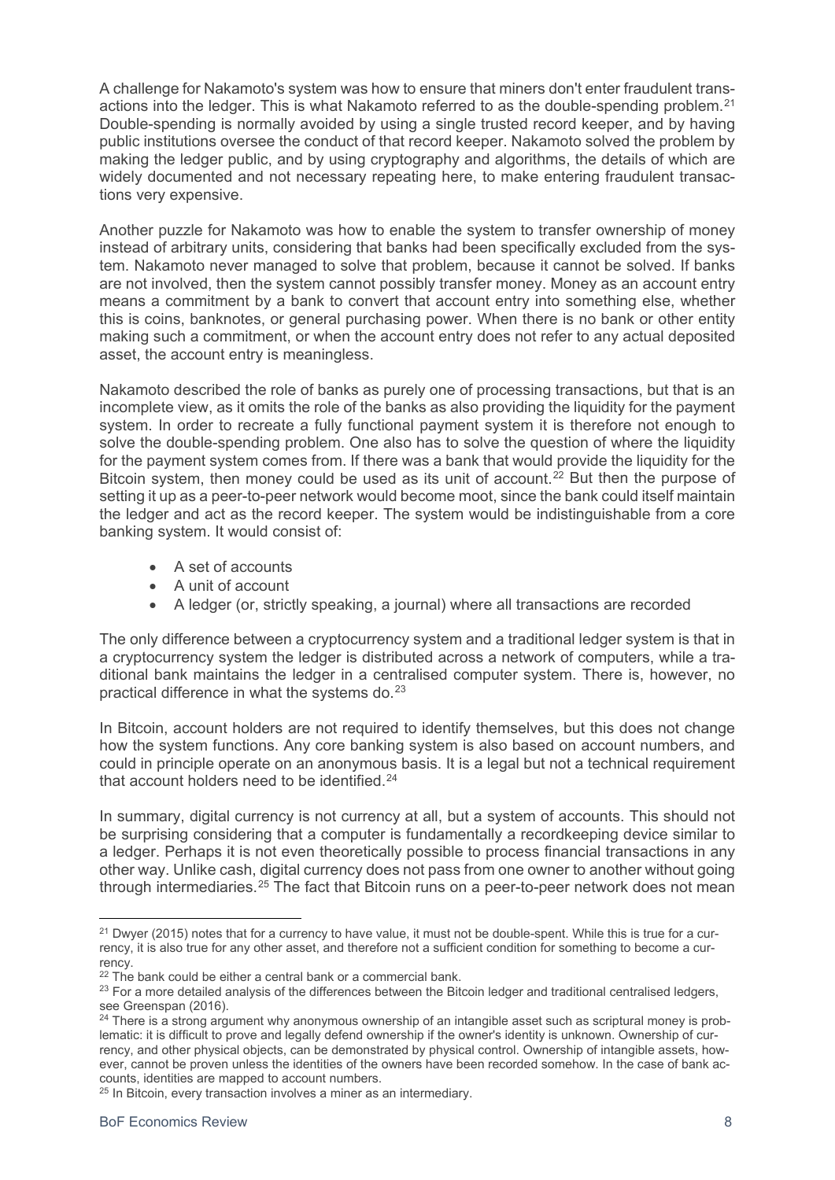A challenge for Nakamoto's system was how to ensure that miners don't enter fraudulent transactions into the ledger. This is what Nakamoto referred to as the double-spending problem.[21] Double-spending is normally avoided by using a single trusted record keeper, and by having public institutions oversee the conduct of that record keeper. Nakamoto solved the problem by making the ledger public, and by using cryptography and algorithms, the details of which are widely documented and not necessary repeating here, to make entering fraudulent transactions very expensive.

Another puzzle for Nakamoto was how to enable the system to transfer ownership of money instead of arbitrary units, considering that banks had been specifically excluded from the system. Nakamoto never managed to solve that problem, because it cannot be solved. If banks are not involved, then the system cannot possibly transfer money. Money as an account entry means a commitment by a bank to convert that account entry into something else, whether this is coins, banknotes, or general purchasing power. When there is no bank or other entity making such a commitment, or when the account entry does not refer to any actual deposited asset, the account entry is meaningless.

Nakamoto described the role of banks as purely one of processing transactions, but that is an incomplete view, as it omits the role of the banks as also providing the liquidity for the payment system. In order to recreate a fully functional payment system it is therefore not enough to solve the double-spending problem. One also has to solve the question of where the liquidity for the payment system comes from. If there was a bank that would provide the liquidity for the Bitcoin system, then money could be used as its unit of account.[22] But then the purpose of setting it up as a peer-to-peer network would become moot, since the bank could itself maintain the ledger and act as the record keeper. The system would be indistinguishable from a core banking system. It would consist of:

- A set of accounts
- A unit of account
- A ledger (or, strictly speaking, a journal) where all transactions are recorded

The only difference between a cryptocurrency system and a traditional ledger system is that in a cryptocurrency system the ledger is distributed across a network of computers, while a traditional bank maintains the ledger in a centralised computer system. There is, however, no practical difference in what the systems do.[23]

In Bitcoin, account holders are not required to identify themselves, but this does not change how the system functions. Any core banking system is also based on account numbers, and could in principle operate on an anonymous basis. It is a legal but not a technical requirement that account holders need to be identified.[24]

In summary, digital currency is not currency at all, but a system of accounts. This should not be surprising considering that a computer is fundamentally a recordkeeping device similar to a ledger. Perhaps it is not even theoretically possible to process financial transactions in any other way. Unlike cash, digital currency does not pass from one owner to another without going through intermediaries.[25] The fact that Bitcoin runs on a peer-to-peer network does not mean

---

[21] Dwyer (2015) notes that for a currency to have value, it must not be double-spent. While this is true for a currency, it is also true for any other asset, and therefore not a sufficient condition for something to become a currency.

[22] The bank could be either a central bank or a commercial bank.

[23] For a more detailed analysis of the differences between the Bitcoin ledger and traditional centralised ledgers, see Greenspan (2016).

[24] There is a strong argument why anonymous ownership of an intangible asset such as scriptural money is problematic: it is difficult to prove and legally defend ownership if the owner's identity is unknown. Ownership of currency, and other physical objects, can be demonstrated by physical control. Ownership of intangible assets, however, cannot be proven unless the identities of the owners have been recorded somehow. In the case of bank accounts, identities are mapped to account numbers.

[25] In Bitcoin, every transaction involves a miner as an intermediary.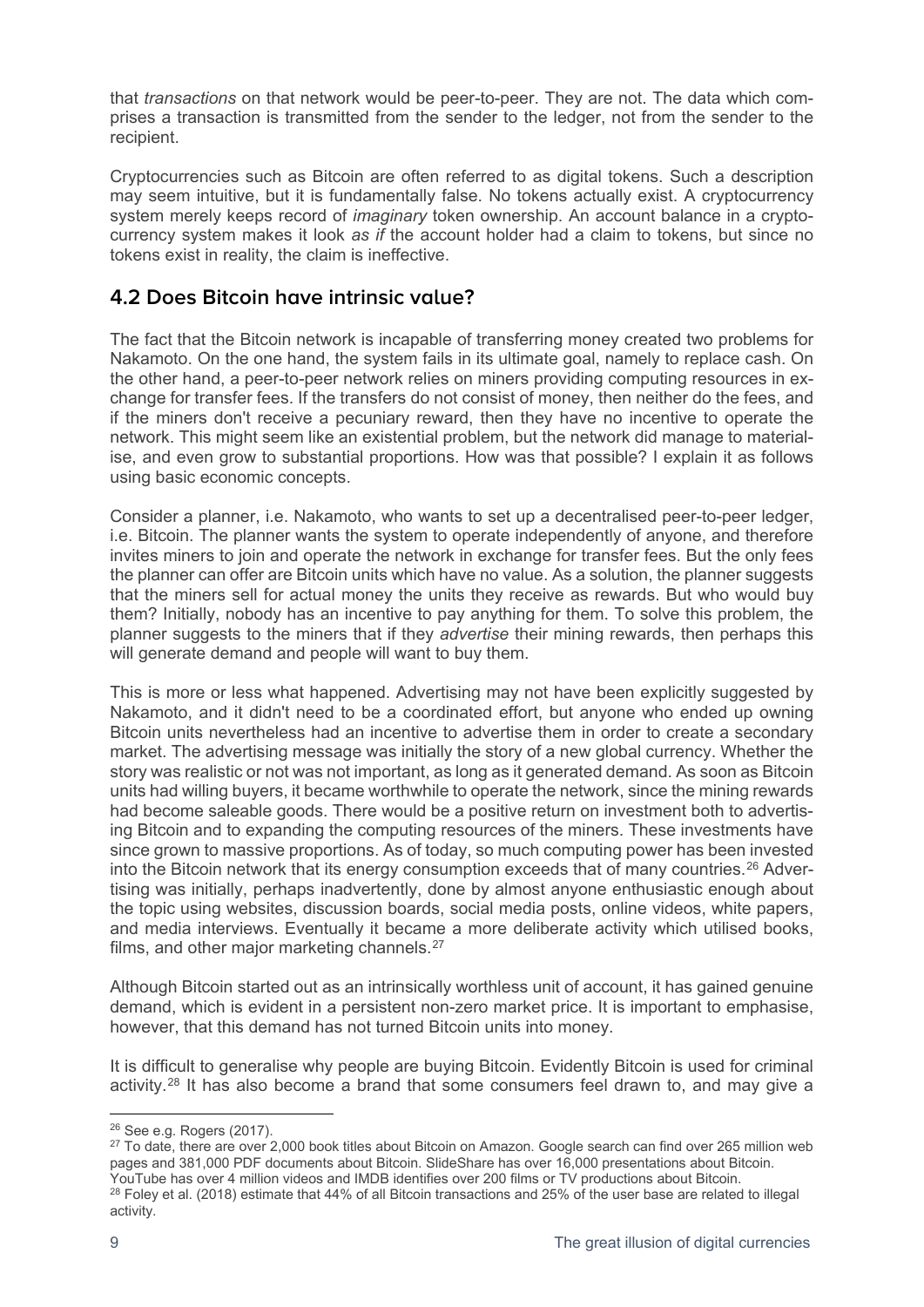that *transactions* on that network would be peer-to-peer. They are not. The data which comprises a transaction is transmitted from the sender to the ledger, not from the sender to the recipient.

Cryptocurrencies such as Bitcoin are often referred to as digital tokens. Such a description may seem intuitive, but it is fundamentally false. No tokens actually exist. A cryptocurrency system merely keeps record of *imaginary* token ownership. An account balance in a cryptocurrency system makes it look *as if* the account holder had a claim to tokens, but since no tokens exist in reality, the claim is ineffective.

## 4.2 Does Bitcoin have intrinsic value?

The fact that the Bitcoin network is incapable of transferring money created two problems for Nakamoto. On the one hand, the system fails in its ultimate goal, namely to replace cash. On the other hand, a peer-to-peer network relies on miners providing computing resources in exchange for transfer fees. If the transfers do not consist of money, then neither do the fees, and if the miners don't receive a pecuniary reward, then they have no incentive to operate the network. This might seem like an existential problem, but the network did manage to materialise, and even grow to substantial proportions. How was that possible? I explain it as follows using basic economic concepts.

Consider a planner, i.e. Nakamoto, who wants to set up a decentralised peer-to-peer ledger, i.e. Bitcoin. The planner wants the system to operate independently of anyone, and therefore invites miners to join and operate the network in exchange for transfer fees. But the only fees the planner can offer are Bitcoin units which have no value. As a solution, the planner suggests that the miners sell for actual money the units they receive as rewards. But who would buy them? Initially, nobody has an incentive to pay anything for them. To solve this problem, the planner suggests to the miners that if they *advertise* their mining rewards, then perhaps this will generate demand and people will want to buy them.

This is more or less what happened. Advertising may not have been explicitly suggested by Nakamoto, and it didn't need to be a coordinated effort, but anyone who ended up owning Bitcoin units nevertheless had an incentive to advertise them in order to create a secondary market. The advertising message was initially the story of a new global currency. Whether the story was realistic or not was not important, as long as it generated demand. As soon as Bitcoin units had willing buyers, it became worthwhile to operate the network, since the mining rewards had become saleable goods. There would be a positive return on investment both to advertising Bitcoin and to expanding the computing resources of the miners. These investments have since grown to massive proportions. As of today, so much computing power has been invested into the Bitcoin network that its energy consumption exceeds that of many countries.[26] Advertising was initially, perhaps inadvertently, done by almost anyone enthusiastic enough about the topic using websites, discussion boards, social media posts, online videos, white papers, and media interviews. Eventually it became a more deliberate activity which utilised books, films, and other major marketing channels.[27]

Although Bitcoin started out as an intrinsically worthless unit of account, it has gained genuine demand, which is evident in a persistent non-zero market price. It is important to emphasise, however, that this demand has not turned Bitcoin units into money.

It is difficult to generalise why people are buying Bitcoin. Evidently Bitcoin is used for criminal activity.[28] It has also become a brand that some consumers feel drawn to, and may give a

---

[26] See e.g. Rogers (2017).

[27] To date, there are over 2,000 book titles about Bitcoin on Amazon. Google search can find over 265 million web pages and 381,000 PDF documents about Bitcoin. SlideShare has over 16,000 presentations about Bitcoin. YouTube has over 4 million videos and IMDB identifies over 200 films or TV productions about Bitcoin.

[28] Foley et al. (2018) estimate that 44% of all Bitcoin transactions and 25% of the user base are related to illegal activity.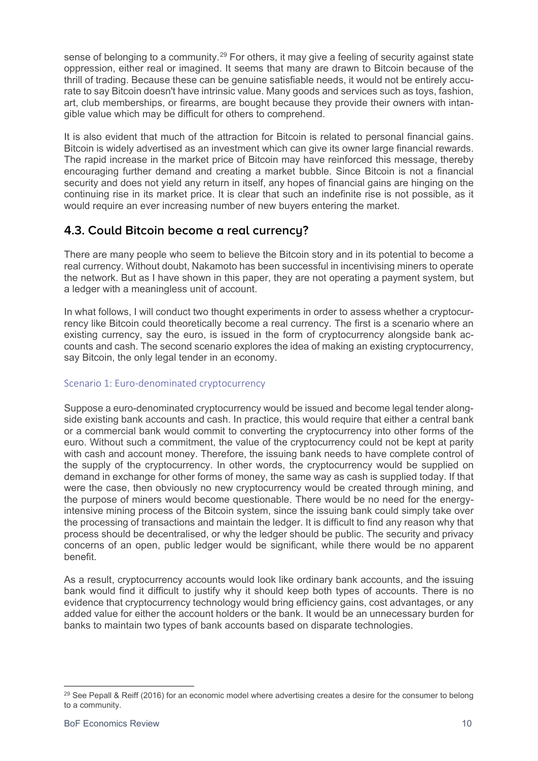sense of belonging to a community.[29] For others, it may give a feeling of security against state oppression, either real or imagined. It seems that many are drawn to Bitcoin because of the thrill of trading. Because these can be genuine satisfiable needs, it would not be entirely accurate to say Bitcoin doesn't have intrinsic value. Many goods and services such as toys, fashion, art, club memberships, or firearms, are bought because they provide their owners with intangible value which may be difficult for others to comprehend.

It is also evident that much of the attraction for Bitcoin is related to personal financial gains. Bitcoin is widely advertised as an investment which can give its owner large financial rewards. The rapid increase in the market price of Bitcoin may have reinforced this message, thereby encouraging further demand and creating a market bubble. Since Bitcoin is not a financial security and does not yield any return in itself, any hopes of financial gains are hinging on the continuing rise in its market price. It is clear that such an indefinite rise is not possible, as it would require an ever increasing number of new buyers entering the market.

## 4.3. Could Bitcoin become a real currency?

There are many people who seem to believe the Bitcoin story and in its potential to become a real currency. Without doubt, Nakamoto has been successful in incentivising miners to operate the network. But as I have shown in this paper, they are not operating a payment system, but a ledger with a meaningless unit of account.

In what follows, I will conduct two thought experiments in order to assess whether a cryptocurrency like Bitcoin could theoretically become a real currency. The first is a scenario where an existing currency, say the euro, is issued in the form of cryptocurrency alongside bank accounts and cash. The second scenario explores the idea of making an existing cryptocurrency, say Bitcoin, the only legal tender in an economy.

### Scenario 1: Euro-denominated cryptocurrency

Suppose a euro-denominated cryptocurrency would be issued and become legal tender alongside existing bank accounts and cash. In practice, this would require that either a central bank or a commercial bank would commit to converting the cryptocurrency into other forms of the euro. Without such a commitment, the value of the cryptocurrency could not be kept at parity with cash and account money. Therefore, the issuing bank needs to have complete control of the supply of the cryptocurrency. In other words, the cryptocurrency would be supplied on demand in exchange for other forms of money, the same way as cash is supplied today. If that were the case, then obviously no new cryptocurrency would be created through mining, and the purpose of miners would become questionable. There would be no need for the energy-intensive mining process of the Bitcoin system, since the issuing bank could simply take over the processing of transactions and maintain the ledger. It is difficult to find any reason why that process should be decentralised, or why the ledger should be public. The security and privacy concerns of an open, public ledger would be significant, while there would be no apparent benefit.

As a result, cryptocurrency accounts would look like ordinary bank accounts, and the issuing bank would find it difficult to justify why it should keep both types of accounts. There is no evidence that cryptocurrency technology would bring efficiency gains, cost advantages, or any added value for either the account holders or the bank. It would be an unnecessary burden for banks to maintain two types of bank accounts based on disparate technologies.

[29] See Pepall & Reiff (2016) for an economic model where advertising creates a desire for the consumer to belong to a community.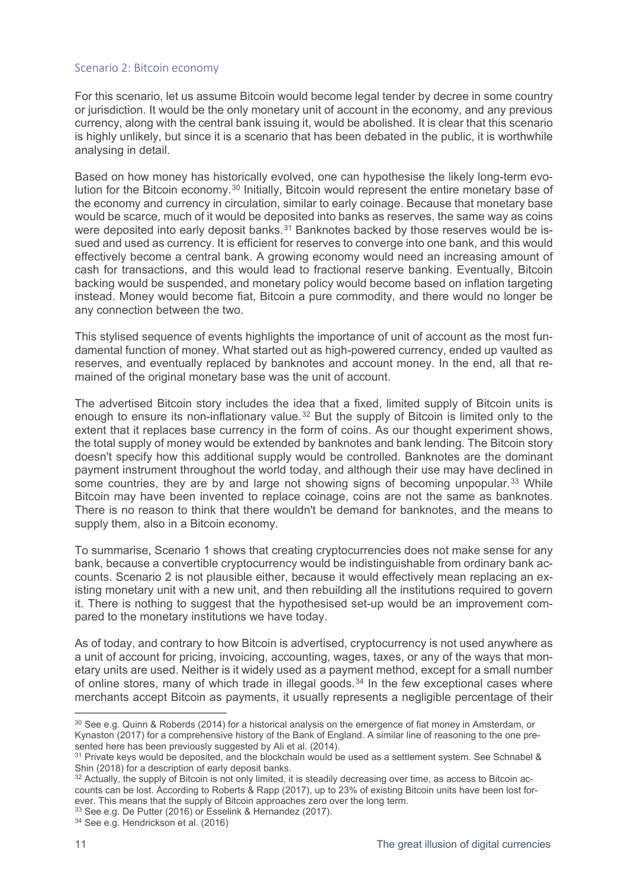### Scenario 2: Bitcoin economy

For this scenario, let us assume Bitcoin would become legal tender by decree in some country or jurisdiction. It would be the only monetary unit of account in the economy, and any previous currency, along with the central bank issuing it, would be abolished. It is clear that this scenario is highly unlikely, but since it is a scenario that has been debated in the public, it is worthwhile analysing in detail.

Based on how money has historically evolved, one can hypothesise the likely long-term evolution for the Bitcoin economy.[30] Initially, Bitcoin would represent the entire monetary base of the economy and currency in circulation, similar to early coinage. Because that monetary base would be scarce, much of it would be deposited into banks as reserves, the same way as coins were deposited into early deposit banks.[31] Banknotes backed by those reserves would be issued and used as currency. It is efficient for reserves to converge into one bank, and this would effectively become a central bank. A growing economy would need an increasing amount of cash for transactions, and this would lead to fractional reserve banking. Eventually, Bitcoin backing would be suspended, and monetary policy would become based on inflation targeting instead. Money would become fiat, Bitcoin a pure commodity, and there would no longer be any connection between the two.

This stylised sequence of events highlights the importance of unit of account as the most fundamental function of money. What started out as high-powered currency, ended up vaulted as reserves, and eventually replaced by banknotes and account money. In the end, all that remained of the original monetary base was the unit of account.

The advertised Bitcoin story includes the idea that a fixed, limited supply of Bitcoin units is enough to ensure its non-inflationary value.[32] But the supply of Bitcoin is limited only to the extent that it replaces base currency in the form of coins. As our thought experiment shows, the total supply of money would be extended by banknotes and bank lending. The Bitcoin story doesn't specify how this additional supply would be controlled. Banknotes are the dominant payment instrument throughout the world today, and although their use may have declined in some countries, they are by and large not showing signs of becoming unpopular.[33] While Bitcoin may have been invented to replace coinage, coins are not the same as banknotes. There is no reason to think that there wouldn't be demand for banknotes, and the means to supply them, also in a Bitcoin economy.

To summarise, Scenario 1 shows that creating cryptocurrencies does not make sense for any bank, because a convertible cryptocurrency would be indistinguishable from ordinary bank accounts. Scenario 2 is not plausible either, because it would effectively mean replacing an existing monetary unit with a new unit, and then rebuilding all the institutions required to govern it. There is nothing to suggest that the hypothesised set-up would be an improvement compared to the monetary institutions we have today.

As of today, and contrary to how Bitcoin is advertised, cryptocurrency is not used anywhere as a unit of account for pricing, invoicing, accounting, wages, taxes, or any of the ways that monetary units are used. Neither is it widely used as a payment method, except for a small number of online stores, many of which trade in illegal goods.[34] In the few exceptional cases where merchants accept Bitcoin as payments, it usually represents a negligible percentage of their

---

[30] See e.g. Quinn & Roberds (2014) for a historical analysis on the emergence of fiat money in Amsterdam, or Kynaston (2017) for a comprehensive history of the Bank of England. A similar line of reasoning to the one presented here has been previously suggested by Ali et al. (2014).

[31] Private keys would be deposited, and the blockchain would be used as a settlement system. See Schnabel & Shin (2018) for a description of early deposit banks.

[32] Actually, the supply of Bitcoin is not only limited, it is steadily decreasing over time, as access to Bitcoin accounts can be lost. According to Roberts & Rapp (2017), up to 23% of existing Bitcoin units have been lost forever. This means that the supply of Bitcoin approaches zero over the long term.

[33] See e.g. De Putter (2016) or Esselink & Hernandez (2017).

[34] See e.g. Hendrickson et al. (2016)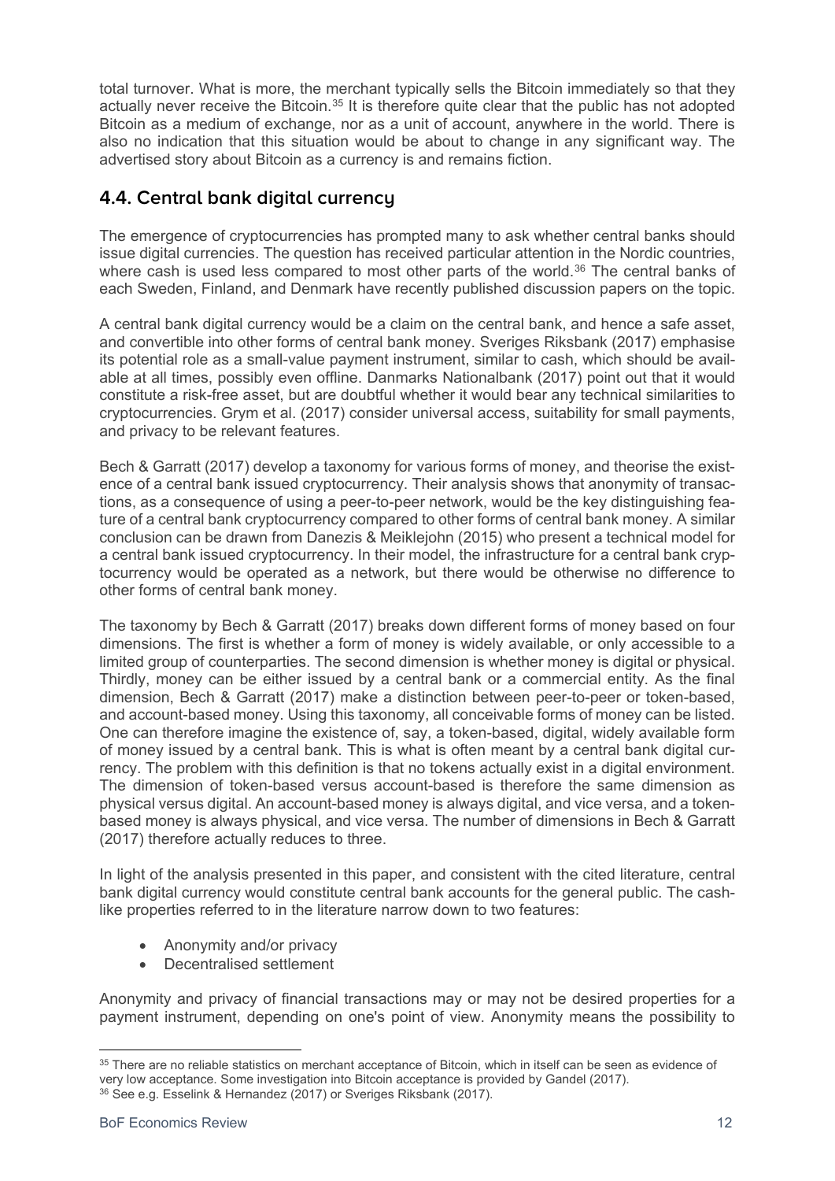total turnover. What is more, the merchant typically sells the Bitcoin immediately so that they actually never receive the Bitcoin.[35] It is therefore quite clear that the public has not adopted Bitcoin as a medium of exchange, nor as a unit of account, anywhere in the world. There is also no indication that this situation would be about to change in any significant way. The advertised story about Bitcoin as a currency is and remains fiction.

## 4.4. Central bank digital currency

The emergence of cryptocurrencies has prompted many to ask whether central banks should issue digital currencies. The question has received particular attention in the Nordic countries, where cash is used less compared to most other parts of the world.[36] The central banks of each Sweden, Finland, and Denmark have recently published discussion papers on the topic.

A central bank digital currency would be a claim on the central bank, and hence a safe asset, and convertible into other forms of central bank money. Sveriges Riksbank (2017) emphasise its potential role as a small-value payment instrument, similar to cash, which should be available at all times, possibly even offline. Danmarks Nationalbank (2017) point out that it would constitute a risk-free asset, but are doubtful whether it would bear any technical similarities to cryptocurrencies. Grym et al. (2017) consider universal access, suitability for small payments, and privacy to be relevant features.

Bech & Garratt (2017) develop a taxonomy for various forms of money, and theorise the existence of a central bank issued cryptocurrency. Their analysis shows that anonymity of transactions, as a consequence of using a peer-to-peer network, would be the key distinguishing feature of a central bank cryptocurrency compared to other forms of central bank money. A similar conclusion can be drawn from Danezis & Meiklejohn (2015) who present a technical model for a central bank issued cryptocurrency. In their model, the infrastructure for a central bank cryptocurrency would be operated as a network, but there would be otherwise no difference to other forms of central bank money.

The taxonomy by Bech & Garratt (2017) breaks down different forms of money based on four dimensions. The first is whether a form of money is widely available, or only accessible to a limited group of counterparties. The second dimension is whether money is digital or physical. Thirdly, money can be either issued by a central bank or a commercial entity. As the final dimension, Bech & Garratt (2017) make a distinction between peer-to-peer or token-based, and account-based money. Using this taxonomy, all conceivable forms of money can be listed. One can therefore imagine the existence of, say, a token-based, digital, widely available form of money issued by a central bank. This is what is often meant by a central bank digital currency. The problem with this definition is that no tokens actually exist in a digital environment. The dimension of token-based versus account-based is therefore the same dimension as physical versus digital. An account-based money is always digital, and vice versa, and a token-based money is always physical, and vice versa. The number of dimensions in Bech & Garratt (2017) therefore actually reduces to three.

In light of the analysis presented in this paper, and consistent with the cited literature, central bank digital currency would constitute central bank accounts for the general public. The cash-like properties referred to in the literature narrow down to two features:

- Anonymity and/or privacy
- Decentralised settlement

Anonymity and privacy of financial transactions may or may not be desired properties for a payment instrument, depending on one's point of view. Anonymity means the possibility to

[35] There are no reliable statistics on merchant acceptance of Bitcoin, which in itself can be seen as evidence of very low acceptance. Some investigation into Bitcoin acceptance is provided by Gandel (2017).

[36] See e.g. Esselink & Hernandez (2017) or Sveriges Riksbank (2017).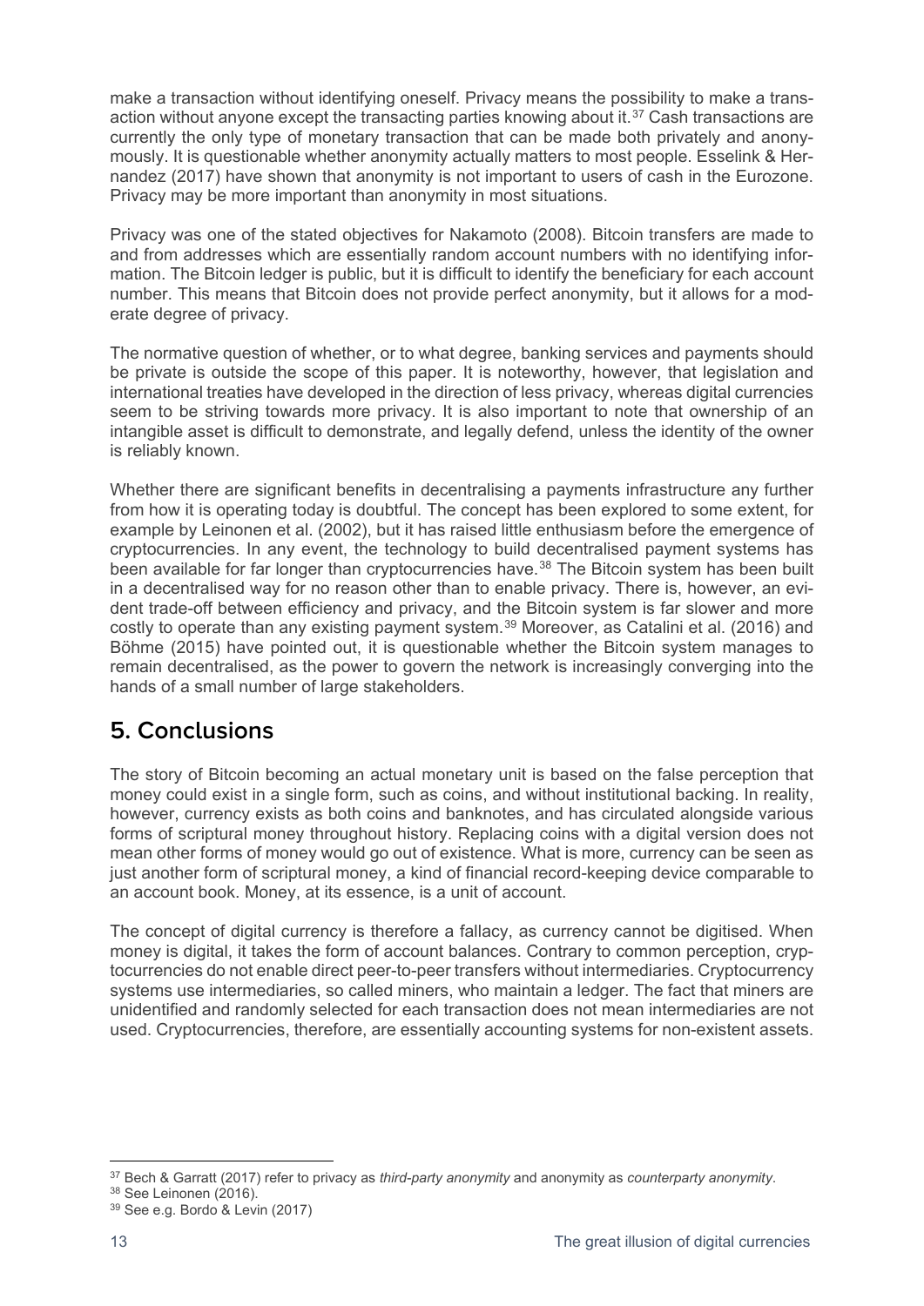make a transaction without identifying oneself. Privacy means the possibility to make a transaction without anyone except the transacting parties knowing about it.[37] Cash transactions are currently the only type of monetary transaction that can be made both privately and anonymously. It is questionable whether anonymity actually matters to most people. Esselink & Hernandez (2017) have shown that anonymity is not important to users of cash in the Eurozone. Privacy may be more important than anonymity in most situations.

Privacy was one of the stated objectives for Nakamoto (2008). Bitcoin transfers are made to and from addresses which are essentially random account numbers with no identifying information. The Bitcoin ledger is public, but it is difficult to identify the beneficiary for each account number. This means that Bitcoin does not provide perfect anonymity, but it allows for a moderate degree of privacy.

The normative question of whether, or to what degree, banking services and payments should be private is outside the scope of this paper. It is noteworthy, however, that legislation and international treaties have developed in the direction of less privacy, whereas digital currencies seem to be striving towards more privacy. It is also important to note that ownership of an intangible asset is difficult to demonstrate, and legally defend, unless the identity of the owner is reliably known.

Whether there are significant benefits in decentralising a payments infrastructure any further from how it is operating today is doubtful. The concept has been explored to some extent, for example by Leinonen et al. (2002), but it has raised little enthusiasm before the emergence of cryptocurrencies. In any event, the technology to build decentralised payment systems has been available for far longer than cryptocurrencies have.[38] The Bitcoin system has been built in a decentralised way for no reason other than to enable privacy. There is, however, an evident trade-off between efficiency and privacy, and the Bitcoin system is far slower and more costly to operate than any existing payment system.[39] Moreover, as Catalini et al. (2016) and Böhme (2015) have pointed out, it is questionable whether the Bitcoin system manages to remain decentralised, as the power to govern the network is increasingly converging into the hands of a small number of large stakeholders.

## 5. Conclusions

The story of Bitcoin becoming an actual monetary unit is based on the false perception that money could exist in a single form, such as coins, and without institutional backing. In reality, however, currency exists as both coins and banknotes, and has circulated alongside various forms of scriptural money throughout history. Replacing coins with a digital version does not mean other forms of money would go out of existence. What is more, currency can be seen as just another form of scriptural money, a kind of financial record-keeping device comparable to an account book. Money, at its essence, is a unit of account.

The concept of digital currency is therefore a fallacy, as currency cannot be digitised. When money is digital, it takes the form of account balances. Contrary to common perception, cryptocurrencies do not enable direct peer-to-peer transfers without intermediaries. Cryptocurrency systems use intermediaries, so called miners, who maintain a ledger. The fact that miners are unidentified and randomly selected for each transaction does not mean intermediaries are not used. Cryptocurrencies, therefore, are essentially accounting systems for non-existent assets.

---

[37] Bech & Garratt (2017) refer to privacy as *third-party anonymity* and anonymity as *counterparty anonymity*.

[38] See Leinonen (2016).

[39] See e.g. Bordo & Levin (2017)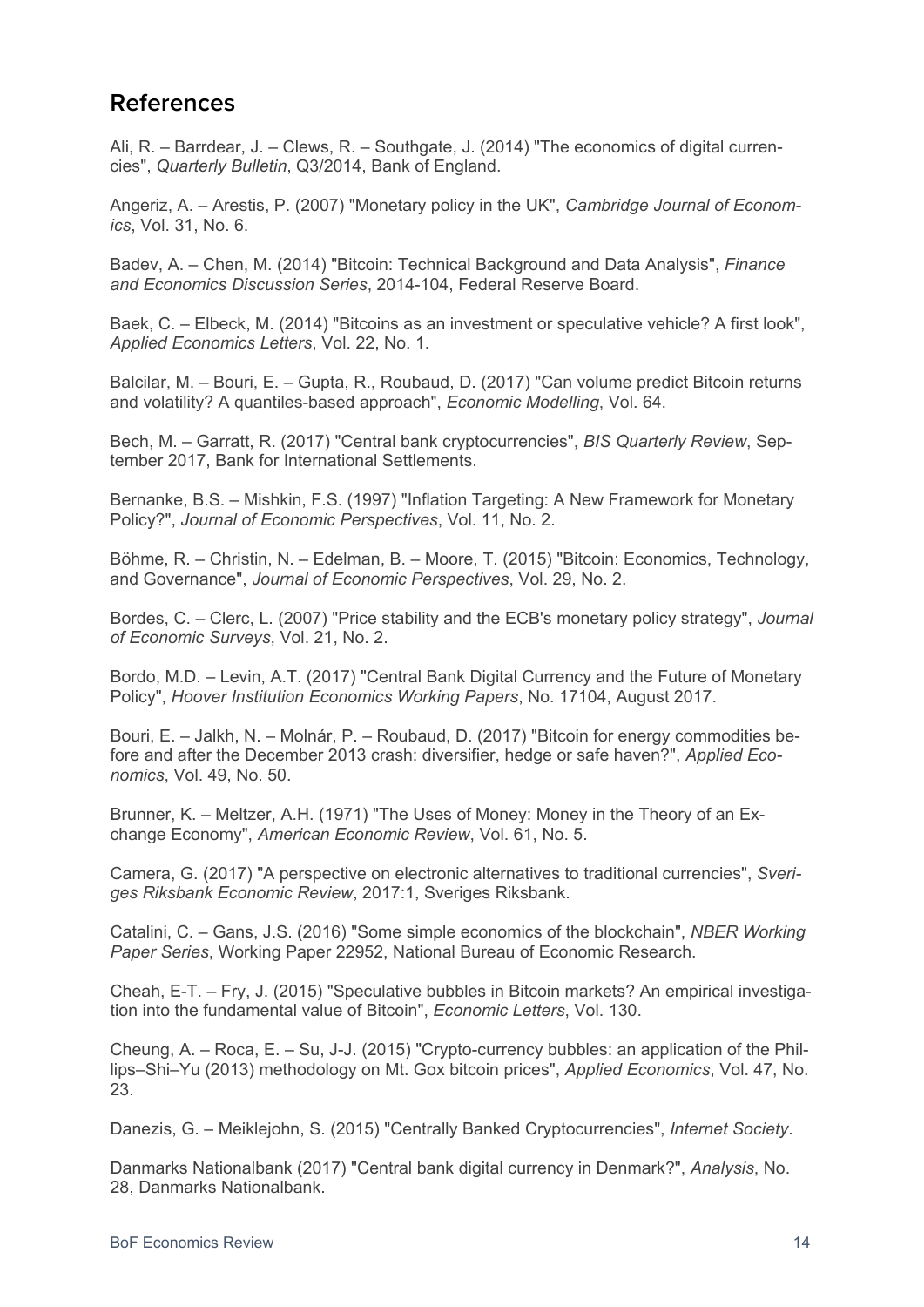## References

Ali, R. – Barrdear, J. – Clews, R. – Southgate, J. (2014) "The economics of digital currencies", *Quarterly Bulletin*, Q3/2014, Bank of England.

Angeriz, A. – Arestis, P. (2007) "Monetary policy in the UK", *Cambridge Journal of Economics*, Vol. 31, No. 6.

Badev, A. – Chen, M. (2014) "Bitcoin: Technical Background and Data Analysis", *Finance and Economics Discussion Series*, 2014-104, Federal Reserve Board.

Baek, C. – Elbeck, M. (2014) "Bitcoins as an investment or speculative vehicle? A first look", *Applied Economics Letters*, Vol. 22, No. 1.

Balcilar, M. – Bouri, E. – Gupta, R., Roubaud, D. (2017) "Can volume predict Bitcoin returns and volatility? A quantiles-based approach", *Economic Modelling*, Vol. 64.

Bech, M. – Garratt, R. (2017) "Central bank cryptocurrencies", *BIS Quarterly Review*, September 2017, Bank for International Settlements.

Bernanke, B.S. – Mishkin, F.S. (1997) "Inflation Targeting: A New Framework for Monetary Policy?", *Journal of Economic Perspectives*, Vol. 11, No. 2.

Böhme, R. – Christin, N. – Edelman, B. – Moore, T. (2015) "Bitcoin: Economics, Technology, and Governance", *Journal of Economic Perspectives*, Vol. 29, No. 2.

Bordes, C. – Clerc, L. (2007) "Price stability and the ECB's monetary policy strategy", *Journal of Economic Surveys*, Vol. 21, No. 2.

Bordo, M.D. – Levin, A.T. (2017) "Central Bank Digital Currency and the Future of Monetary Policy", *Hoover Institution Economics Working Papers*, No. 17104, August 2017.

Bouri, E. – Jalkh, N. – Molnár, P. – Roubaud, D. (2017) "Bitcoin for energy commodities before and after the December 2013 crash: diversifier, hedge or safe haven?", *Applied Economics*, Vol. 49, No. 50.

Brunner, K. – Meltzer, A.H. (1971) "The Uses of Money: Money in the Theory of an Exchange Economy", *American Economic Review*, Vol. 61, No. 5.

Camera, G. (2017) "A perspective on electronic alternatives to traditional currencies", *Sveriges Riksbank Economic Review*, 2017:1, Sveriges Riksbank.

Catalini, C. – Gans, J.S. (2016) "Some simple economics of the blockchain", *NBER Working Paper Series*, Working Paper 22952, National Bureau of Economic Research.

Cheah, E-T. – Fry, J. (2015) "Speculative bubbles in Bitcoin markets? An empirical investigation into the fundamental value of Bitcoin", *Economic Letters*, Vol. 130.

Cheung, A. – Roca, E. – Su, J-J. (2015) "Crypto-currency bubbles: an application of the Phillips–Shi–Yu (2013) methodology on Mt. Gox bitcoin prices", *Applied Economics*, Vol. 47, No. 23.

Danezis, G. – Meiklejohn, S. (2015) "Centrally Banked Cryptocurrencies", *Internet Society*.

Danmarks Nationalbank (2017) "Central bank digital currency in Denmark?", *Analysis*, No. 28, Danmarks Nationalbank.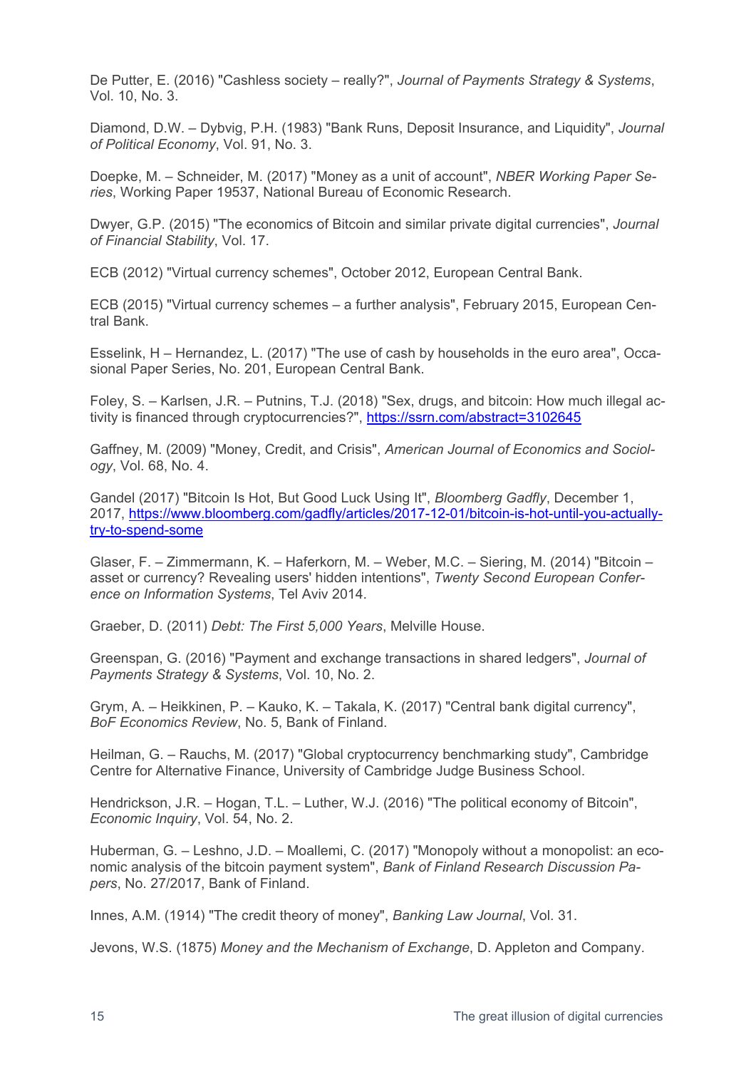De Putter, E. (2016) "Cashless society – really?", *Journal of Payments Strategy & Systems*, Vol. 10, No. 3.

Diamond, D.W. – Dybvig, P.H. (1983) "Bank Runs, Deposit Insurance, and Liquidity", *Journal of Political Economy*, Vol. 91, No. 3.

Doepke, M. – Schneider, M. (2017) "Money as a unit of account", *NBER Working Paper Series*, Working Paper 19537, National Bureau of Economic Research.

Dwyer, G.P. (2015) "The economics of Bitcoin and similar private digital currencies", *Journal of Financial Stability*, Vol. 17.

ECB (2012) "Virtual currency schemes", October 2012, European Central Bank.

ECB (2015) "Virtual currency schemes – a further analysis", February 2015, European Central Bank.

Esselink, H – Hernandez, L. (2017) "The use of cash by households in the euro area", Occasional Paper Series, No. 201, European Central Bank.

Foley, S. – Karlsen, J.R. – Putnins, T.J. (2018) "Sex, drugs, and bitcoin: How much illegal activity is financed through cryptocurrencies?", https://ssrn.com/abstract=3102645

Gaffney, M. (2009) "Money, Credit, and Crisis", *American Journal of Economics and Sociology*, Vol. 68, No. 4.

Gandel (2017) "Bitcoin Is Hot, But Good Luck Using It", *Bloomberg Gadfly*, December 1, 2017, https://www.bloomberg.com/gadfly/articles/2017-12-01/bitcoin-is-hot-until-you-actually-try-to-spend-some

Glaser, F. – Zimmermann, K. – Haferkorn, M. – Weber, M.C. – Siering, M. (2014) "Bitcoin – asset or currency? Revealing users' hidden intentions", *Twenty Second European Conference on Information Systems*, Tel Aviv 2014.

Graeber, D. (2011) *Debt: The First 5,000 Years*, Melville House.

Greenspan, G. (2016) "Payment and exchange transactions in shared ledgers", *Journal of Payments Strategy & Systems*, Vol. 10, No. 2.

Grym, A. – Heikkinen, P. – Kauko, K. – Takala, K. (2017) "Central bank digital currency", *BoF Economics Review*, No. 5, Bank of Finland.

Heilman, G. – Rauchs, M. (2017) "Global cryptocurrency benchmarking study", Cambridge Centre for Alternative Finance, University of Cambridge Judge Business School.

Hendrickson, J.R. – Hogan, T.L. – Luther, W.J. (2016) "The political economy of Bitcoin", *Economic Inquiry*, Vol. 54, No. 2.

Huberman, G. – Leshno, J.D. – Moallemi, C. (2017) "Monopoly without a monopolist: an economic analysis of the bitcoin payment system", *Bank of Finland Research Discussion Papers*, No. 27/2017, Bank of Finland.

Innes, A.M. (1914) "The credit theory of money", *Banking Law Journal*, Vol. 31.

Jevons, W.S. (1875) *Money and the Mechanism of Exchange*, D. Appleton and Company.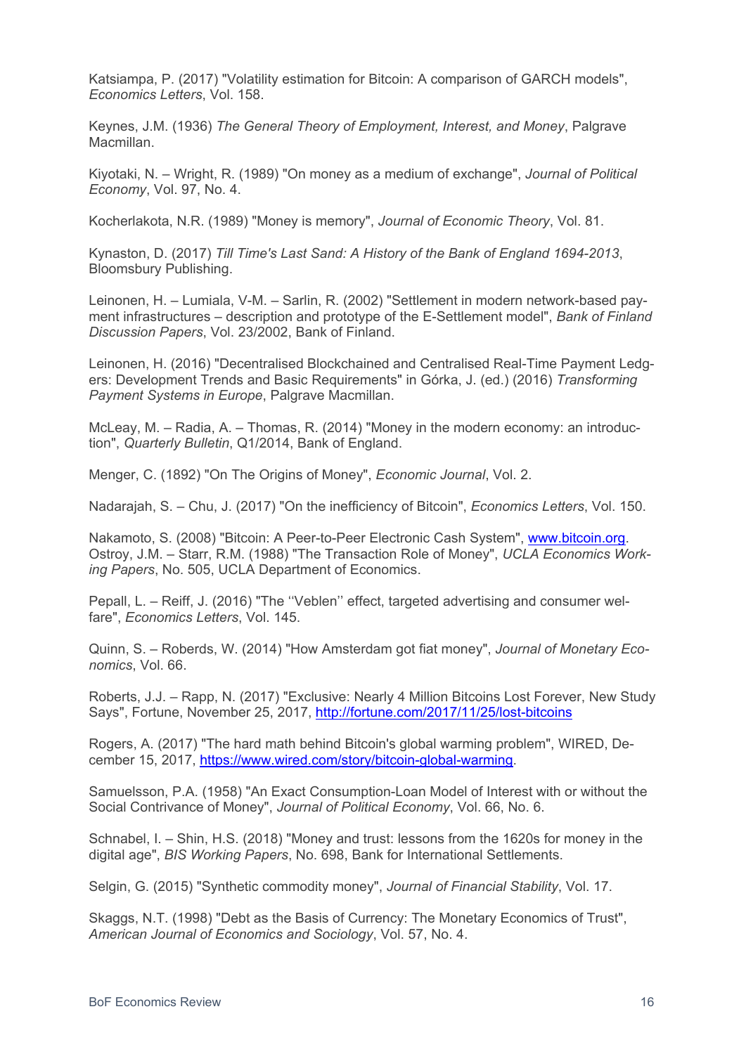Katsiampa, P. (2017) "Volatility estimation for Bitcoin: A comparison of GARCH models", *Economics Letters*, Vol. 158.

Keynes, J.M. (1936) *The General Theory of Employment, Interest, and Money*, Palgrave Macmillan.

Kiyotaki, N. – Wright, R. (1989) "On money as a medium of exchange", *Journal of Political Economy*, Vol. 97, No. 4.

Kocherlakota, N.R. (1989) "Money is memory", *Journal of Economic Theory*, Vol. 81.

Kynaston, D. (2017) *Till Time's Last Sand: A History of the Bank of England 1694-2013*, Bloomsbury Publishing.

Leinonen, H. – Lumiala, V-M. – Sarlin, R. (2002) "Settlement in modern network-based payment infrastructures – description and prototype of the E-Settlement model", *Bank of Finland Discussion Papers*, Vol. 23/2002, Bank of Finland.

Leinonen, H. (2016) "Decentralised Blockchained and Centralised Real-Time Payment Ledgers: Development Trends and Basic Requirements" in Górka, J. (ed.) (2016) *Transforming Payment Systems in Europe*, Palgrave Macmillan.

McLeay, M. – Radia, A. – Thomas, R. (2014) "Money in the modern economy: an introduction", *Quarterly Bulletin*, Q1/2014, Bank of England.

Menger, C. (1892) "On The Origins of Money", *Economic Journal*, Vol. 2.

Nadarajah, S. – Chu, J. (2017) "On the inefficiency of Bitcoin", *Economics Letters*, Vol. 150.

Nakamoto, S. (2008) "Bitcoin: A Peer-to-Peer Electronic Cash System", www.bitcoin.org.
Ostroy, J.M. – Starr, R.M. (1988) "The Transaction Role of Money", *UCLA Economics Working Papers*, No. 505, UCLA Department of Economics.

Pepall, L. – Reiff, J. (2016) "The ''Veblen'' effect, targeted advertising and consumer welfare", *Economics Letters*, Vol. 145.

Quinn, S. – Roberds, W. (2014) "How Amsterdam got fiat money", *Journal of Monetary Economics*, Vol. 66.

Roberts, J.J. – Rapp, N. (2017) "Exclusive: Nearly 4 Million Bitcoins Lost Forever, New Study Says", Fortune, November 25, 2017, http://fortune.com/2017/11/25/lost-bitcoins

Rogers, A. (2017) "The hard math behind Bitcoin's global warming problem", WIRED, December 15, 2017, https://www.wired.com/story/bitcoin-global-warming.

Samuelsson, P.A. (1958) "An Exact Consumption-Loan Model of Interest with or without the Social Contrivance of Money", *Journal of Political Economy*, Vol. 66, No. 6.

Schnabel, I. – Shin, H.S. (2018) "Money and trust: lessons from the 1620s for money in the digital age", *BIS Working Papers*, No. 698, Bank for International Settlements.

Selgin, G. (2015) "Synthetic commodity money", *Journal of Financial Stability*, Vol. 17.

Skaggs, N.T. (1998) "Debt as the Basis of Currency: The Monetary Economics of Trust", *American Journal of Economics and Sociology*, Vol. 57, No. 4.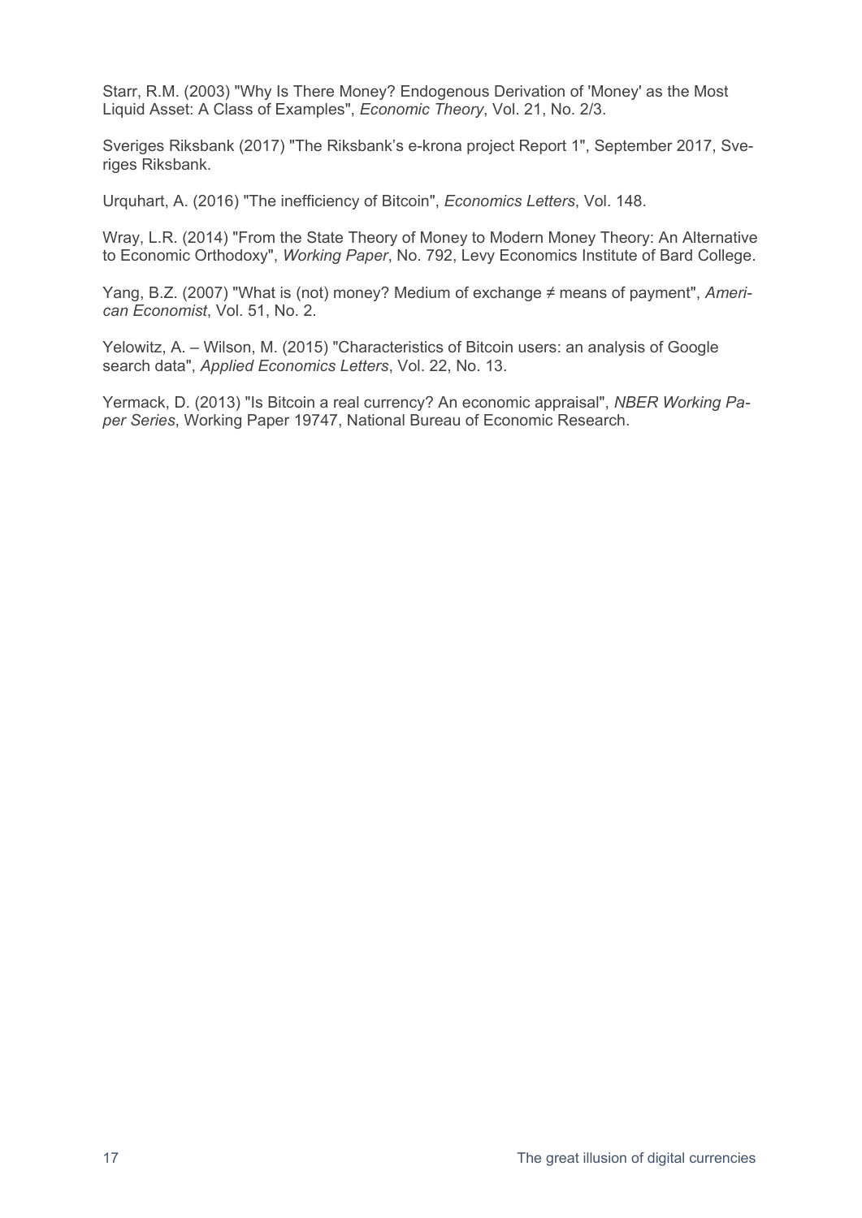Starr, R.M. (2003) "Why Is There Money? Endogenous Derivation of 'Money' as the Most Liquid Asset: A Class of Examples", *Economic Theory*, Vol. 21, No. 2/3.

Sveriges Riksbank (2017) "The Riksbank's e-krona project Report 1", September 2017, Sveriges Riksbank.

Urquhart, A. (2016) "The inefficiency of Bitcoin", *Economics Letters*, Vol. 148.

Wray, L.R. (2014) "From the State Theory of Money to Modern Money Theory: An Alternative to Economic Orthodoxy", *Working Paper*, No. 792, Levy Economics Institute of Bard College.

Yang, B.Z. (2007) "What is (not) money? Medium of exchange ≠ means of payment", *American Economist*, Vol. 51, No. 2.

Yelowitz, A. – Wilson, M. (2015) "Characteristics of Bitcoin users: an analysis of Google search data", *Applied Economics Letters*, Vol. 22, No. 13.

Yermack, D. (2013) "Is Bitcoin a real currency? An economic appraisal", *NBER Working Paper Series*, Working Paper 19747, National Bureau of Economic Research.